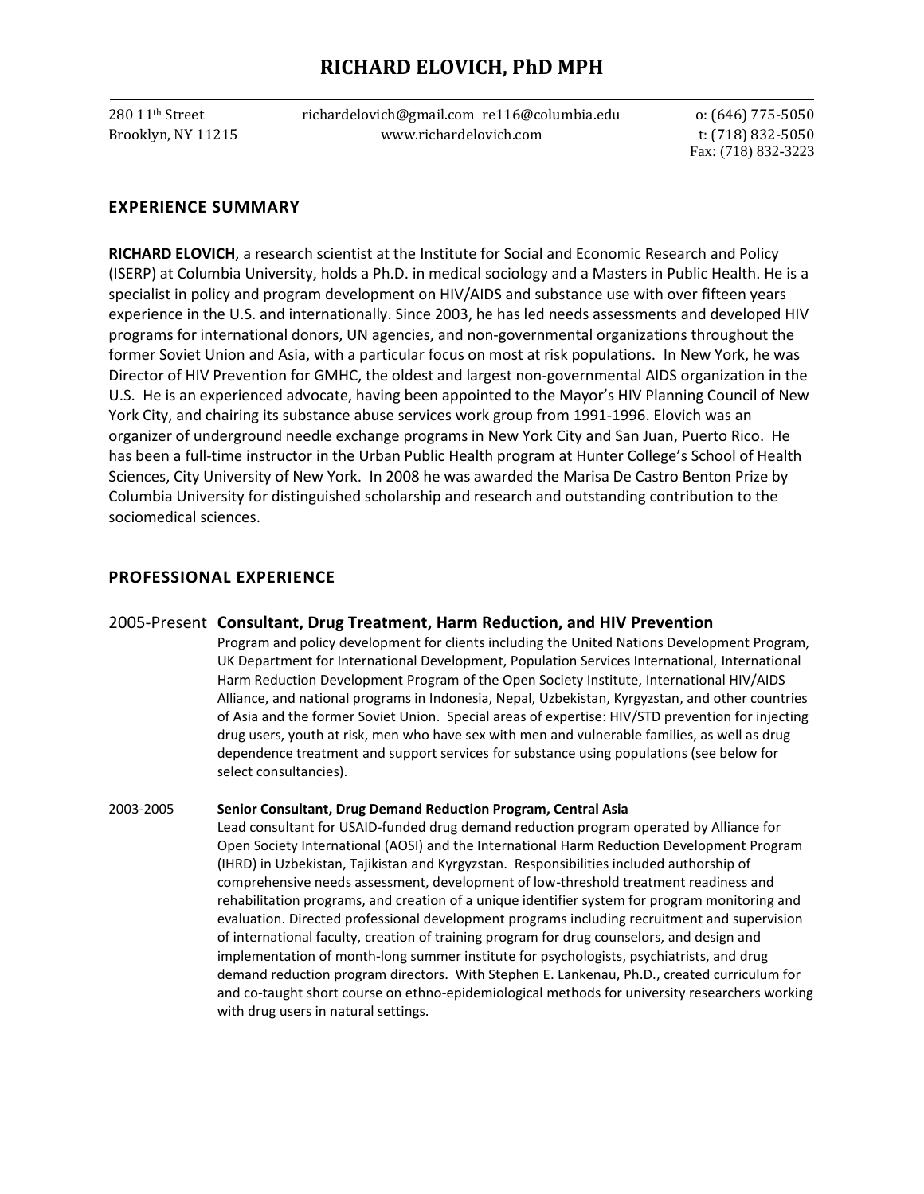# RICHARD ELOVICH, PhD MPH

280 11th Street
Brooklyn, NY 11215

richardelovich@gmail.com re116@columbia.edu
www.richardelovich.com

o: (646) 775-5050
t: (718) 832-5050
Fax: (718) 832-3223

## EXPERIENCE SUMMARY

**RICHARD ELOVICH**, a research scientist at the Institute for Social and Economic Research and Policy (ISERP) at Columbia University, holds a Ph.D. in medical sociology and a Masters in Public Health. He is a specialist in policy and program development on HIV/AIDS and substance use with over fifteen years experience in the U.S. and internationally. Since 2003, he has led needs assessments and developed HIV programs for international donors, UN agencies, and non-governmental organizations throughout the former Soviet Union and Asia, with a particular focus on most at risk populations. In New York, he was Director of HIV Prevention for GMHC, the oldest and largest non-governmental AIDS organization in the U.S. He is an experienced advocate, having been appointed to the Mayor's HIV Planning Council of New York City, and chairing its substance abuse services work group from 1991-1996. Elovich was an organizer of underground needle exchange programs in New York City and San Juan, Puerto Rico. He has been a full-time instructor in the Urban Public Health program at Hunter College's School of Health Sciences, City University of New York. In 2008 he was awarded the Marisa De Castro Benton Prize by Columbia University for distinguished scholarship and research and outstanding contribution to the sociomedical sciences.

## PROFESSIONAL EXPERIENCE

### 2005-Present **Consultant, Drug Treatment, Harm Reduction, and HIV Prevention**

Program and policy development for clients including the United Nations Development Program, UK Department for International Development, Population Services International, International Harm Reduction Development Program of the Open Society Institute, International HIV/AIDS Alliance, and national programs in Indonesia, Nepal, Uzbekistan, Kyrgyzstan, and other countries of Asia and the former Soviet Union. Special areas of expertise: HIV/STD prevention for injecting drug users, youth at risk, men who have sex with men and vulnerable families, as well as drug dependence treatment and support services for substance using populations (see below for select consultancies).

2003-2005 **Senior Consultant, Drug Demand Reduction Program, Central Asia**

Lead consultant for USAID-funded drug demand reduction program operated by Alliance for Open Society International (AOSI) and the International Harm Reduction Development Program (IHRD) in Uzbekistan, Tajikistan and Kyrgyzstan. Responsibilities included authorship of comprehensive needs assessment, development of low-threshold treatment readiness and rehabilitation programs, and creation of a unique identifier system for program monitoring and evaluation. Directed professional development programs including recruitment and supervision of international faculty, creation of training program for drug counselors, and design and implementation of month-long summer institute for psychologists, psychiatrists, and drug demand reduction program directors. With Stephen E. Lankenau, Ph.D., created curriculum for and co-taught short course on ethno-epidemiological methods for university researchers working with drug users in natural settings.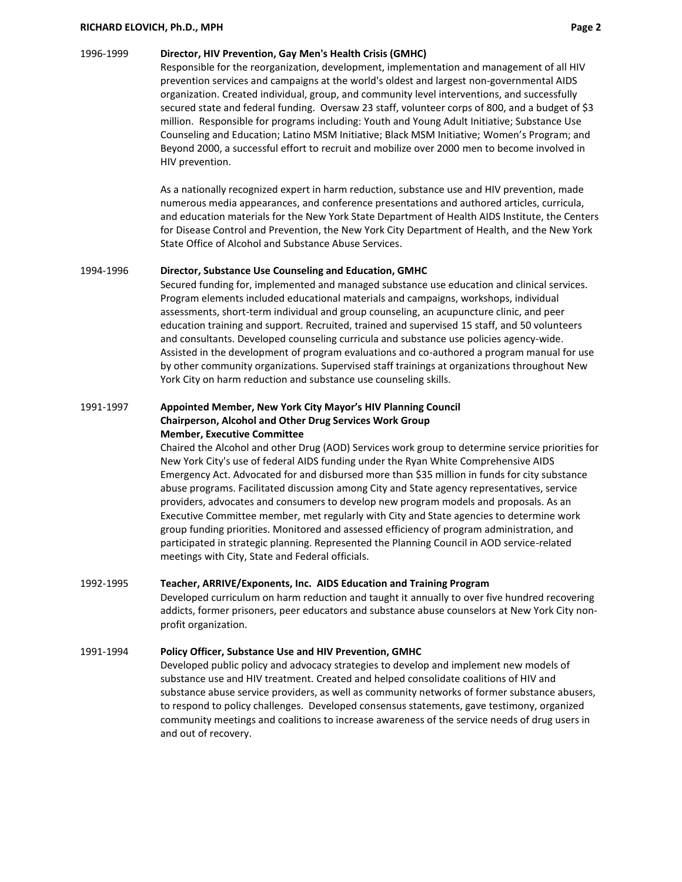**1996-1999 Director, HIV Prevention, Gay Men's Health Crisis (GMHC)**

Responsible for the reorganization, development, implementation and management of all HIV prevention services and campaigns at the world's oldest and largest non-governmental AIDS organization. Created individual, group, and community level interventions, and successfully secured state and federal funding. Oversaw 23 staff, volunteer corps of 800, and a budget of $3 million. Responsible for programs including: Youth and Young Adult Initiative; Substance Use Counseling and Education; Latino MSM Initiative; Black MSM Initiative; Women's Program; and Beyond 2000, a successful effort to recruit and mobilize over 2000 men to become involved in HIV prevention.

As a nationally recognized expert in harm reduction, substance use and HIV prevention, made numerous media appearances, and conference presentations and authored articles, curricula, and education materials for the New York State Department of Health AIDS Institute, the Centers for Disease Control and Prevention, the New York City Department of Health, and the New York State Office of Alcohol and Substance Abuse Services.

**1994-1996 Director, Substance Use Counseling and Education, GMHC**

Secured funding for, implemented and managed substance use education and clinical services. Program elements included educational materials and campaigns, workshops, individual assessments, short-term individual and group counseling, an acupuncture clinic, and peer education training and support. Recruited, trained and supervised 15 staff, and 50 volunteers and consultants. Developed counseling curricula and substance use policies agency-wide. Assisted in the development of program evaluations and co-authored a program manual for use by other community organizations. Supervised staff trainings at organizations throughout New York City on harm reduction and substance use counseling skills.

**1991-1997 Appointed Member, New York City Mayor's HIV Planning Council**
**Chairperson, Alcohol and Other Drug Services Work Group**
**Member, Executive Committee**

Chaired the Alcohol and other Drug (AOD) Services work group to determine service priorities for New York City's use of federal AIDS funding under the Ryan White Comprehensive AIDS Emergency Act. Advocated for and disbursed more than $35 million in funds for city substance abuse programs. Facilitated discussion among City and State agency representatives, service providers, advocates and consumers to develop new program models and proposals. As an Executive Committee member, met regularly with City and State agencies to determine work group funding priorities. Monitored and assessed efficiency of program administration, and participated in strategic planning. Represented the Planning Council in AOD service-related meetings with City, State and Federal officials.

**1992-1995 Teacher, ARRIVE/Exponents, Inc. AIDS Education and Training Program**

Developed curriculum on harm reduction and taught it annually to over five hundred recovering addicts, former prisoners, peer educators and substance abuse counselors at New York City non-profit organization.

**1991-1994 Policy Officer, Substance Use and HIV Prevention, GMHC**

Developed public policy and advocacy strategies to develop and implement new models of substance use and HIV treatment. Created and helped consolidate coalitions of HIV and substance abuse service providers, as well as community networks of former substance abusers, to respond to policy challenges. Developed consensus statements, gave testimony, organized community meetings and coalitions to increase awareness of the service needs of drug users in and out of recovery.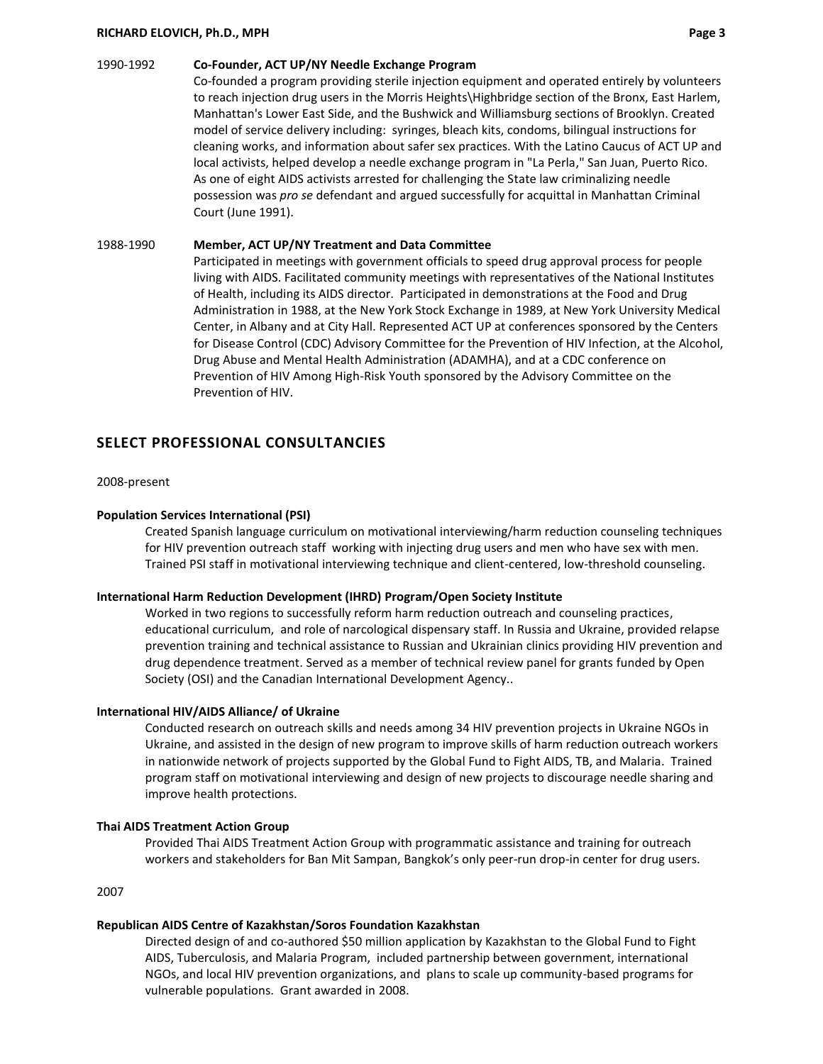1990-1992 **Co-Founder, ACT UP/NY Needle Exchange Program**

Co-founded a program providing sterile injection equipment and operated entirely by volunteers to reach injection drug users in the Morris Heights\Highbridge section of the Bronx, East Harlem, Manhattan's Lower East Side, and the Bushwick and Williamsburg sections of Brooklyn. Created model of service delivery including: syringes, bleach kits, condoms, bilingual instructions for cleaning works, and information about safer sex practices. With the Latino Caucus of ACT UP and local activists, helped develop a needle exchange program in "La Perla," San Juan, Puerto Rico. As one of eight AIDS activists arrested for challenging the State law criminalizing needle possession was *pro se* defendant and argued successfully for acquittal in Manhattan Criminal Court (June 1991).

1988-1990 **Member, ACT UP/NY Treatment and Data Committee**

Participated in meetings with government officials to speed drug approval process for people living with AIDS. Facilitated community meetings with representatives of the National Institutes of Health, including its AIDS director. Participated in demonstrations at the Food and Drug Administration in 1988, at the New York Stock Exchange in 1989, at New York University Medical Center, in Albany and at City Hall. Represented ACT UP at conferences sponsored by the Centers for Disease Control (CDC) Advisory Committee for the Prevention of HIV Infection, at the Alcohol, Drug Abuse and Mental Health Administration (ADAMHA), and at a CDC conference on Prevention of HIV Among High-Risk Youth sponsored by the Advisory Committee on the Prevention of HIV.

## SELECT PROFESSIONAL CONSULTANCIES

2008-present

**Population Services International (PSI)**

Created Spanish language curriculum on motivational interviewing/harm reduction counseling techniques for HIV prevention outreach staff working with injecting drug users and men who have sex with men. Trained PSI staff in motivational interviewing technique and client-centered, low-threshold counseling.

**International Harm Reduction Development (IHRD) Program/Open Society Institute**

Worked in two regions to successfully reform harm reduction outreach and counseling practices, educational curriculum, and role of narcological dispensary staff. In Russia and Ukraine, provided relapse prevention training and technical assistance to Russian and Ukrainian clinics providing HIV prevention and drug dependence treatment. Served as a member of technical review panel for grants funded by Open Society (OSI) and the Canadian International Development Agency..

**International HIV/AIDS Alliance/ of Ukraine**

Conducted research on outreach skills and needs among 34 HIV prevention projects in Ukraine NGOs in Ukraine, and assisted in the design of new program to improve skills of harm reduction outreach workers in nationwide network of projects supported by the Global Fund to Fight AIDS, TB, and Malaria. Trained program staff on motivational interviewing and design of new projects to discourage needle sharing and improve health protections.

**Thai AIDS Treatment Action Group**

Provided Thai AIDS Treatment Action Group with programmatic assistance and training for outreach workers and stakeholders for Ban Mit Sampan, Bangkok's only peer-run drop-in center for drug users.

2007

**Republican AIDS Centre of Kazakhstan/Soros Foundation Kazakhstan**

Directed design of and co-authored $50 million application by Kazakhstan to the Global Fund to Fight AIDS, Tuberculosis, and Malaria Program, included partnership between government, international NGOs, and local HIV prevention organizations, and plans to scale up community-based programs for vulnerable populations. Grant awarded in 2008.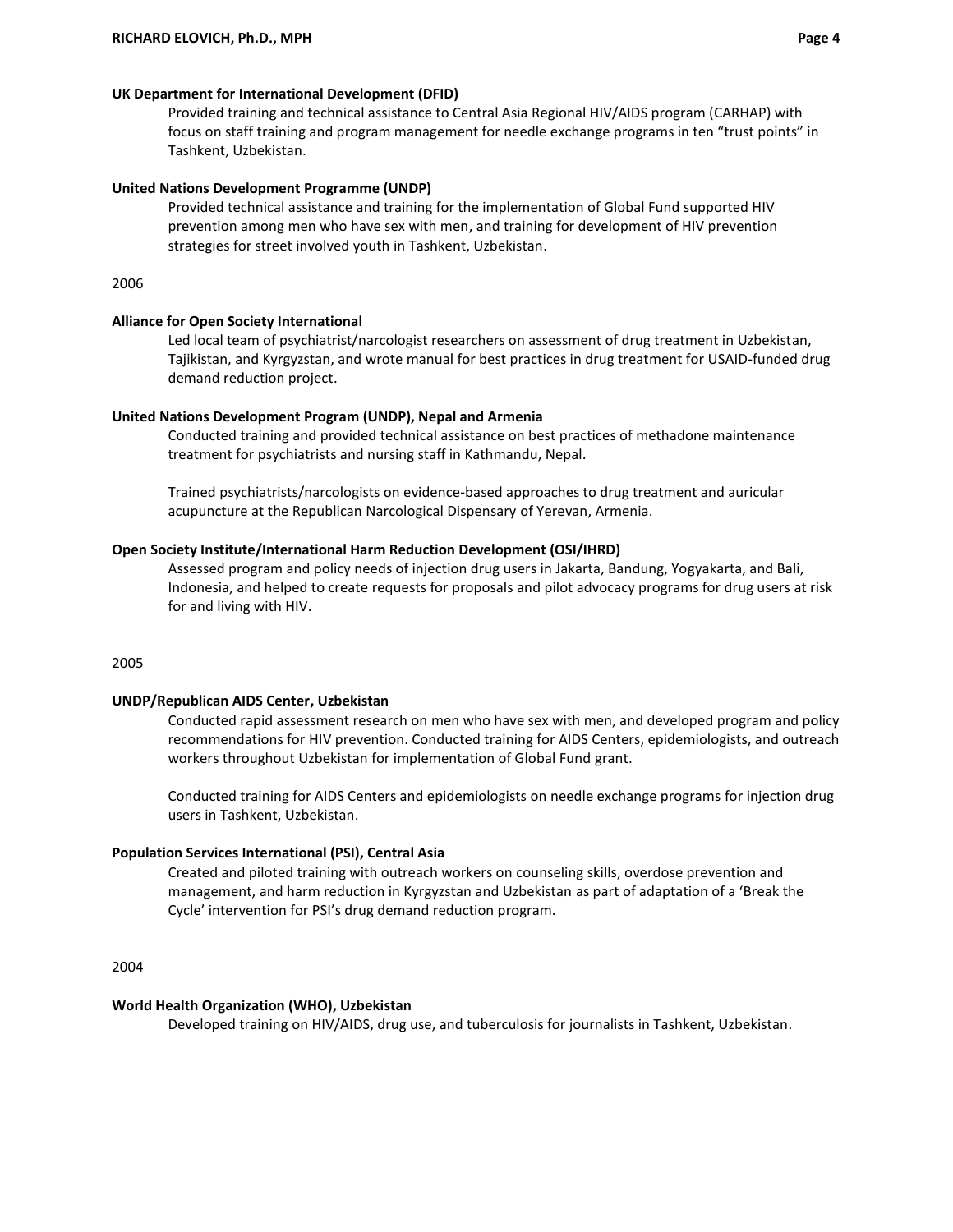**UK Department for International Development (DFID)**

Provided training and technical assistance to Central Asia Regional HIV/AIDS program (CARHAP) with focus on staff training and program management for needle exchange programs in ten "trust points" in Tashkent, Uzbekistan.

**United Nations Development Programme (UNDP)**

Provided technical assistance and training for the implementation of Global Fund supported HIV prevention among men who have sex with men, and training for development of HIV prevention strategies for street involved youth in Tashkent, Uzbekistan.

2006

**Alliance for Open Society International**

Led local team of psychiatrist/narcologist researchers on assessment of drug treatment in Uzbekistan, Tajikistan, and Kyrgyzstan, and wrote manual for best practices in drug treatment for USAID-funded drug demand reduction project.

**United Nations Development Program (UNDP), Nepal and Armenia**

Conducted training and provided technical assistance on best practices of methadone maintenance treatment for psychiatrists and nursing staff in Kathmandu, Nepal.

Trained psychiatrists/narcologists on evidence-based approaches to drug treatment and auricular acupuncture at the Republican Narcological Dispensary of Yerevan, Armenia.

**Open Society Institute/International Harm Reduction Development (OSI/IHRD)**

Assessed program and policy needs of injection drug users in Jakarta, Bandung, Yogyakarta, and Bali, Indonesia, and helped to create requests for proposals and pilot advocacy programs for drug users at risk for and living with HIV.

2005

**UNDP/Republican AIDS Center, Uzbekistan**

Conducted rapid assessment research on men who have sex with men, and developed program and policy recommendations for HIV prevention. Conducted training for AIDS Centers, epidemiologists, and outreach workers throughout Uzbekistan for implementation of Global Fund grant.

Conducted training for AIDS Centers and epidemiologists on needle exchange programs for injection drug users in Tashkent, Uzbekistan.

**Population Services International (PSI), Central Asia**

Created and piloted training with outreach workers on counseling skills, overdose prevention and management, and harm reduction in Kyrgyzstan and Uzbekistan as part of adaptation of a 'Break the Cycle' intervention for PSI's drug demand reduction program.

2004

**World Health Organization (WHO), Uzbekistan**

Developed training on HIV/AIDS, drug use, and tuberculosis for journalists in Tashkent, Uzbekistan.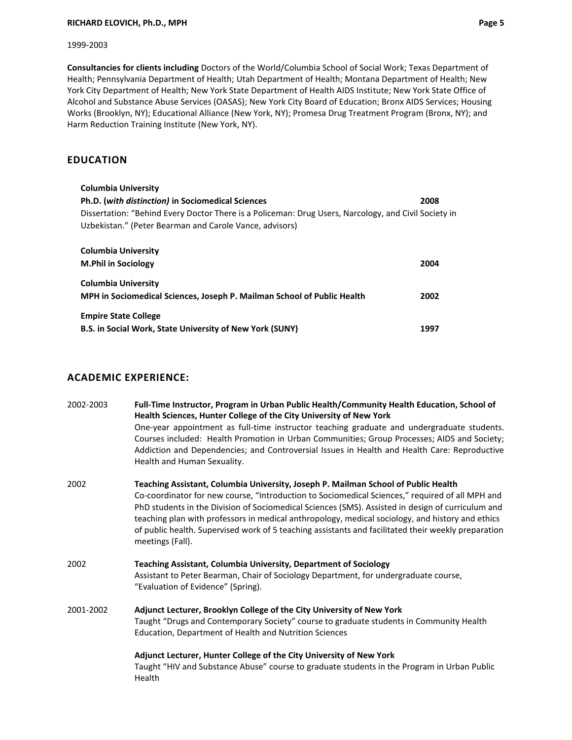1999-2003

**Consultancies for clients including** Doctors of the World/Columbia School of Social Work; Texas Department of Health; Pennsylvania Department of Health; Utah Department of Health; Montana Department of Health; New York City Department of Health; New York State Department of Health AIDS Institute; New York State Office of Alcohol and Substance Abuse Services (OASAS); New York City Board of Education; Bronx AIDS Services; Housing Works (Brooklyn, NY); Educational Alliance (New York, NY); Promesa Drug Treatment Program (Bronx, NY); and Harm Reduction Training Institute (New York, NY).

## EDUCATION

**Columbia University**
**Ph.D. (*with distinction*) in Sociomedical Sciences** — **2008**
Dissertation: "Behind Every Doctor There is a Policeman: Drug Users, Narcology, and Civil Society in Uzbekistan." (Peter Bearman and Carole Vance, advisors)

**Columbia University**
**M.Phil in Sociology** — **2004**

**Columbia University**
**MPH in Sociomedical Sciences, Joseph P. Mailman School of Public Health** — **2002**

**Empire State College**
**B.S. in Social Work, State University of New York (SUNY)** — **1997**

## ACADEMIC EXPERIENCE:

2002-2003 — **Full-Time Instructor, Program in Urban Public Health/Community Health Education, School of Health Sciences, Hunter College of the City University of New York**
One-year appointment as full-time instructor teaching graduate and undergraduate students. Courses included: Health Promotion in Urban Communities; Group Processes; AIDS and Society; Addiction and Dependencies; and Controversial Issues in Health and Health Care: Reproductive Health and Human Sexuality.

2002 — **Teaching Assistant, Columbia University, Joseph P. Mailman School of Public Health**
Co-coordinator for new course, "Introduction to Sociomedical Sciences," required of all MPH and PhD students in the Division of Sociomedical Sciences (SMS). Assisted in design of curriculum and teaching plan with professors in medical anthropology, medical sociology, and history and ethics of public health. Supervised work of 5 teaching assistants and facilitated their weekly preparation meetings (Fall).

2002 — **Teaching Assistant, Columbia University, Department of Sociology**
Assistant to Peter Bearman, Chair of Sociology Department, for undergraduate course, "Evaluation of Evidence" (Spring).

2001-2002 — **Adjunct Lecturer, Brooklyn College of the City University of New York**
Taught "Drugs and Contemporary Society" course to graduate students in Community Health Education, Department of Health and Nutrition Sciences

**Adjunct Lecturer, Hunter College of the City University of New York**
Taught "HIV and Substance Abuse" course to graduate students in the Program in Urban Public Health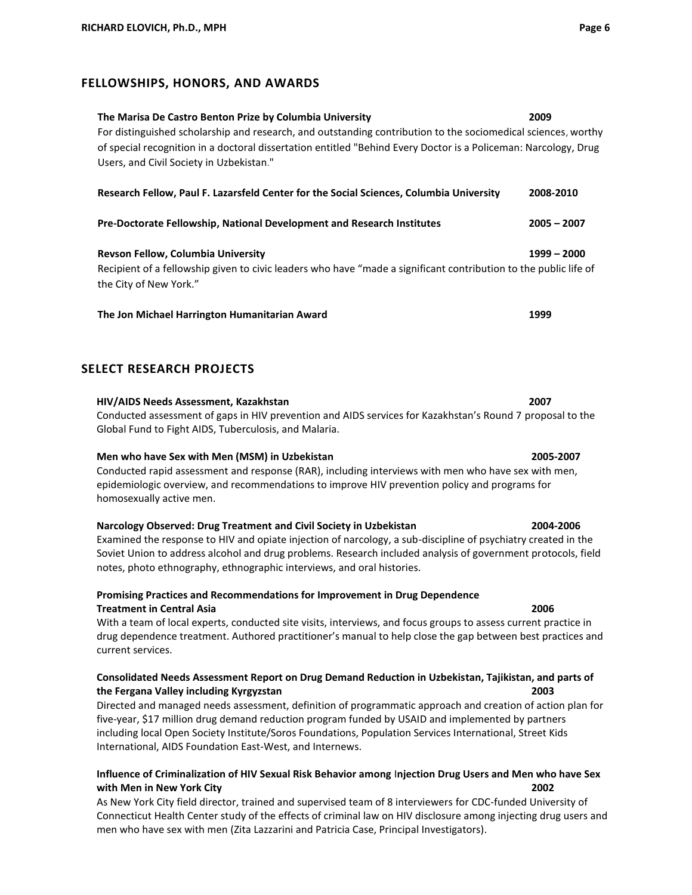## FELLOWSHIPS, HONORS, AND AWARDS

**The Marisa De Castro Benton Prize by Columbia University** **2009**
For distinguished scholarship and research, and outstanding contribution to the sociomedical sciences, worthy of special recognition in a doctoral dissertation entitled "Behind Every Doctor is a Policeman: Narcology, Drug Users, and Civil Society in Uzbekistan."

**Research Fellow, Paul F. Lazarsfeld Center for the Social Sciences, Columbia University** **2008-2010**

**Pre-Doctorate Fellowship, National Development and Research Institutes** **2005 – 2007**

**Revson Fellow, Columbia University** **1999 – 2000**
Recipient of a fellowship given to civic leaders who have "made a significant contribution to the public life of the City of New York."

**The Jon Michael Harrington Humanitarian Award** **1999**

## SELECT RESEARCH PROJECTS

**HIV/AIDS Needs Assessment, Kazakhstan** **2007**
Conducted assessment of gaps in HIV prevention and AIDS services for Kazakhstan's Round 7 proposal to the Global Fund to Fight AIDS, Tuberculosis, and Malaria.

**Men who have Sex with Men (MSM) in Uzbekistan** **2005-2007**
Conducted rapid assessment and response (RAR), including interviews with men who have sex with men, epidemiologic overview, and recommendations to improve HIV prevention policy and programs for homosexually active men.

**Narcology Observed: Drug Treatment and Civil Society in Uzbekistan** **2004-2006**
Examined the response to HIV and opiate injection of narcology, a sub-discipline of psychiatry created in the Soviet Union to address alcohol and drug problems. Research included analysis of government protocols, field notes, photo ethnography, ethnographic interviews, and oral histories.

**Promising Practices and Recommendations for Improvement in Drug Dependence Treatment in Central Asia** **2006**
With a team of local experts, conducted site visits, interviews, and focus groups to assess current practice in drug dependence treatment. Authored practitioner's manual to help close the gap between best practices and current services.

**Consolidated Needs Assessment Report on Drug Demand Reduction in Uzbekistan, Tajikistan, and parts of the Fergana Valley including Kyrgyzstan** **2003**
Directed and managed needs assessment, definition of programmatic approach and creation of action plan for five-year, $17 million drug demand reduction program funded by USAID and implemented by partners including local Open Society Institute/Soros Foundations, Population Services International, Street Kids International, AIDS Foundation East-West, and Internews.

**Influence of Criminalization of HIV Sexual Risk Behavior among Injection Drug Users and Men who have Sex with Men in New York City** **2002**
As New York City field director, trained and supervised team of 8 interviewers for CDC-funded University of Connecticut Health Center study of the effects of criminal law on HIV disclosure among injecting drug users and men who have sex with men (Zita Lazzarini and Patricia Case, Principal Investigators).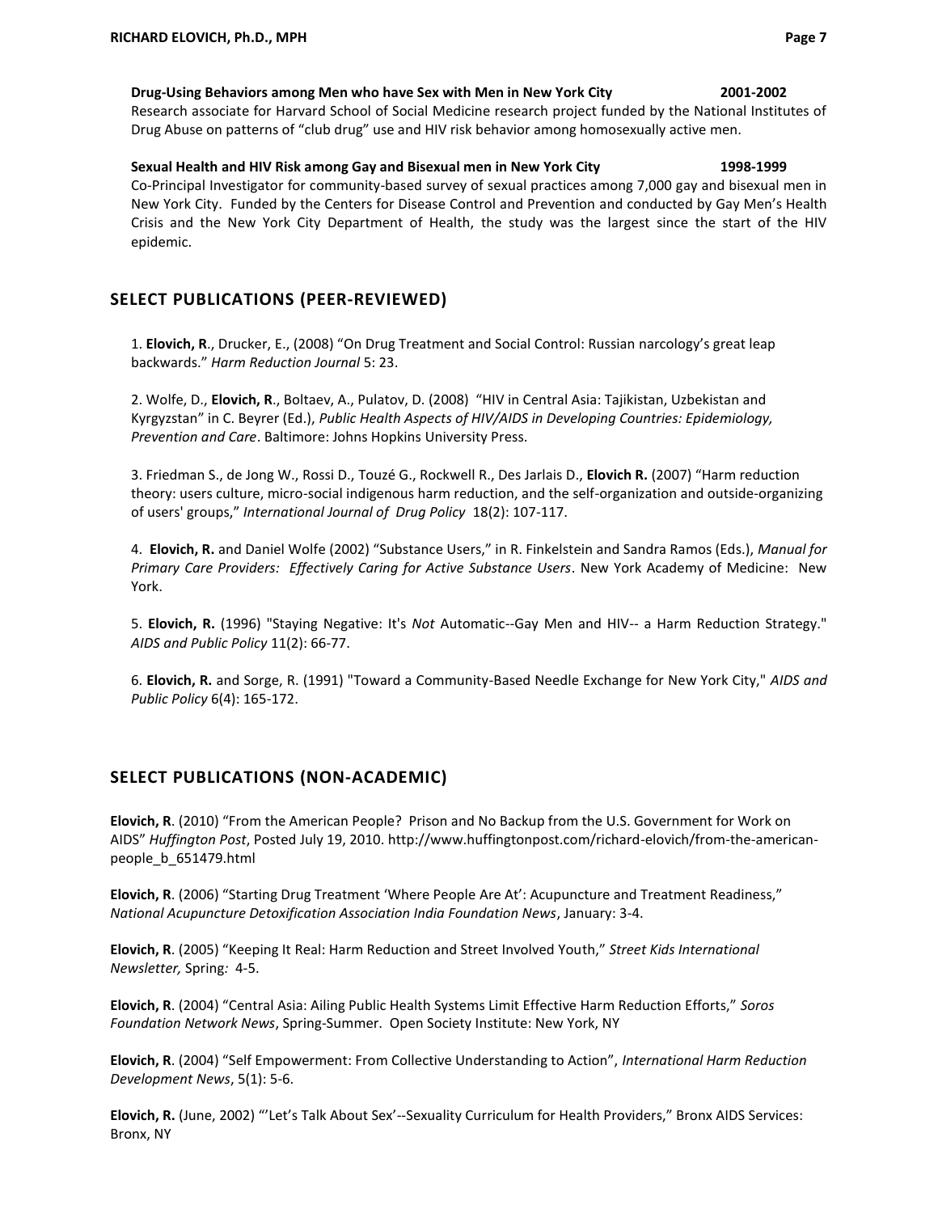**Drug-Using Behaviors among Men who have Sex with Men in New York City** **2001-2002**
Research associate for Harvard School of Social Medicine research project funded by the National Institutes of Drug Abuse on patterns of "club drug" use and HIV risk behavior among homosexually active men.

**Sexual Health and HIV Risk among Gay and Bisexual men in New York City** **1998-1999**
Co-Principal Investigator for community-based survey of sexual practices among 7,000 gay and bisexual men in New York City. Funded by the Centers for Disease Control and Prevention and conducted by Gay Men's Health Crisis and the New York City Department of Health, the study was the largest since the start of the HIV epidemic.

## SELECT PUBLICATIONS (PEER-REVIEWED)

1. **Elovich, R**., Drucker, E., (2008) "On Drug Treatment and Social Control: Russian narcology's great leap backwards." *Harm Reduction Journal* 5: 23.

2. Wolfe, D., **Elovich, R**., Boltaev, A., Pulatov, D. (2008) "HIV in Central Asia: Tajikistan, Uzbekistan and Kyrgyzstan" in C. Beyrer (Ed.), *Public Health Aspects of HIV/AIDS in Developing Countries: Epidemiology, Prevention and Care*. Baltimore: Johns Hopkins University Press.

3. Friedman S., de Jong W., Rossi D., Touzé G., Rockwell R., Des Jarlais D., **Elovich R.** (2007) "Harm reduction theory: users culture, micro-social indigenous harm reduction, and the self-organization and outside-organizing of users' groups," *International Journal of Drug Policy* 18(2): 107-117.

4. **Elovich, R.** and Daniel Wolfe (2002) "Substance Users," in R. Finkelstein and Sandra Ramos (Eds.), *Manual for Primary Care Providers: Effectively Caring for Active Substance Users*. New York Academy of Medicine: New York.

5. **Elovich, R.** (1996) "Staying Negative: It's *Not* Automatic--Gay Men and HIV-- a Harm Reduction Strategy." *AIDS and Public Policy* 11(2): 66-77.

6. **Elovich, R.** and Sorge, R. (1991) "Toward a Community-Based Needle Exchange for New York City," *AIDS and Public Policy* 6(4): 165-172.

## SELECT PUBLICATIONS (NON-ACADEMIC)

**Elovich, R**. (2010) "From the American People? Prison and No Backup from the U.S. Government for Work on AIDS" *Huffington Post*, Posted July 19, 2010. http://www.huffingtonpost.com/richard-elovich/from-the-american-people_b_651479.html

**Elovich, R**. (2006) "Starting Drug Treatment 'Where People Are At': Acupuncture and Treatment Readiness," *National Acupuncture Detoxification Association India Foundation News*, January: 3-4.

**Elovich, R**. (2005) "Keeping It Real: Harm Reduction and Street Involved Youth," *Street Kids International Newsletter,* Spring*:* 4-5.

**Elovich, R**. (2004) "Central Asia: Ailing Public Health Systems Limit Effective Harm Reduction Efforts," *Soros Foundation Network News*, Spring-Summer. Open Society Institute: New York, NY

**Elovich, R**. (2004) "Self Empowerment: From Collective Understanding to Action", *International Harm Reduction Development News*, 5(1): 5-6.

**Elovich, R.** (June, 2002) "'Let's Talk About Sex'--Sexuality Curriculum for Health Providers," Bronx AIDS Services: Bronx, NY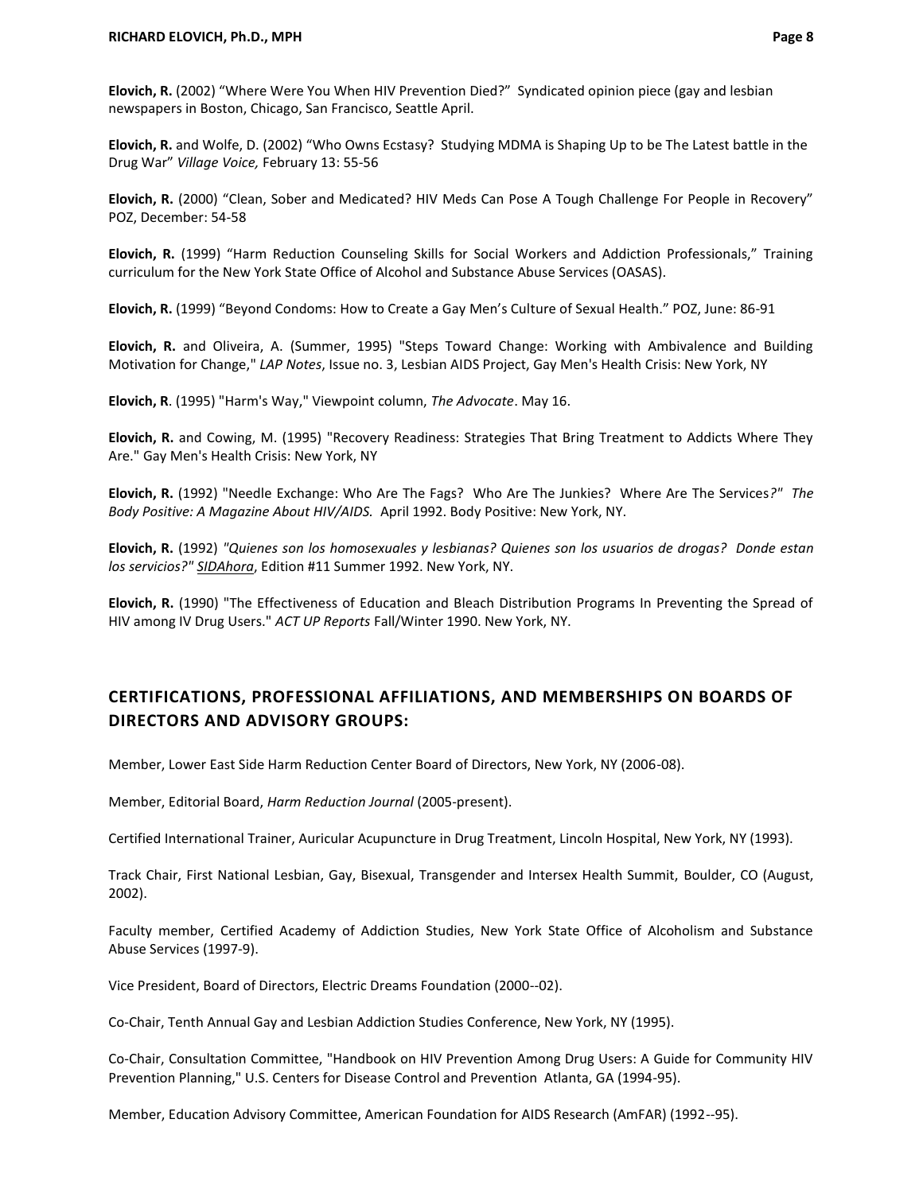**Elovich, R.** (2002) “Where Were You When HIV Prevention Died?” Syndicated opinion piece (gay and lesbian newspapers in Boston, Chicago, San Francisco, Seattle April.

**Elovich, R.** and Wolfe, D. (2002) “Who Owns Ecstasy? Studying MDMA is Shaping Up to be The Latest battle in the Drug War” *Village Voice,* February 13: 55-56

**Elovich, R.** (2000) “Clean, Sober and Medicated? HIV Meds Can Pose A Tough Challenge For People in Recovery” POZ, December: 54-58

**Elovich, R.** (1999) “Harm Reduction Counseling Skills for Social Workers and Addiction Professionals,” Training curriculum for the New York State Office of Alcohol and Substance Abuse Services (OASAS).

**Elovich, R.** (1999) “Beyond Condoms: How to Create a Gay Men’s Culture of Sexual Health.” POZ, June: 86-91

**Elovich, R.** and Oliveira, A. (Summer, 1995) "Steps Toward Change: Working with Ambivalence and Building Motivation for Change," *LAP Notes*, Issue no. 3, Lesbian AIDS Project, Gay Men's Health Crisis: New York, NY

**Elovich, R**. (1995) "Harm's Way," Viewpoint column, *The Advocate*. May 16.

**Elovich, R.** and Cowing, M. (1995) "Recovery Readiness: Strategies That Bring Treatment to Addicts Where They Are." Gay Men's Health Crisis: New York, NY

**Elovich, R.** (1992) "Needle Exchange: Who Are The Fags? Who Are The Junkies? Where Are The Services?" *The Body Positive: A Magazine About HIV/AIDS.* April 1992. Body Positive: New York, NY.

**Elovich, R.** (1992) *"Quienes son los homosexuales y lesbianas? Quienes son los usuarios de drogas? Donde estan los servicios?"* *SIDAhora*, Edition #11 Summer 1992. New York, NY.

**Elovich, R.** (1990) "The Effectiveness of Education and Bleach Distribution Programs In Preventing the Spread of HIV among IV Drug Users." *ACT UP Reports* Fall/Winter 1990. New York, NY.

## CERTIFICATIONS, PROFESSIONAL AFFILIATIONS, AND MEMBERSHIPS ON BOARDS OF DIRECTORS AND ADVISORY GROUPS:

Member, Lower East Side Harm Reduction Center Board of Directors, New York, NY (2006-08).

Member, Editorial Board, *Harm Reduction Journal* (2005-present).

Certified International Trainer, Auricular Acupuncture in Drug Treatment, Lincoln Hospital, New York, NY (1993).

Track Chair, First National Lesbian, Gay, Bisexual, Transgender and Intersex Health Summit, Boulder, CO (August, 2002).

Faculty member, Certified Academy of Addiction Studies, New York State Office of Alcoholism and Substance Abuse Services (1997-9).

Vice President, Board of Directors, Electric Dreams Foundation (2000--02).

Co-Chair, Tenth Annual Gay and Lesbian Addiction Studies Conference, New York, NY (1995).

Co-Chair, Consultation Committee, "Handbook on HIV Prevention Among Drug Users: A Guide for Community HIV Prevention Planning," U.S. Centers for Disease Control and Prevention Atlanta, GA (1994-95).

Member, Education Advisory Committee, American Foundation for AIDS Research (AmFAR) (1992--95).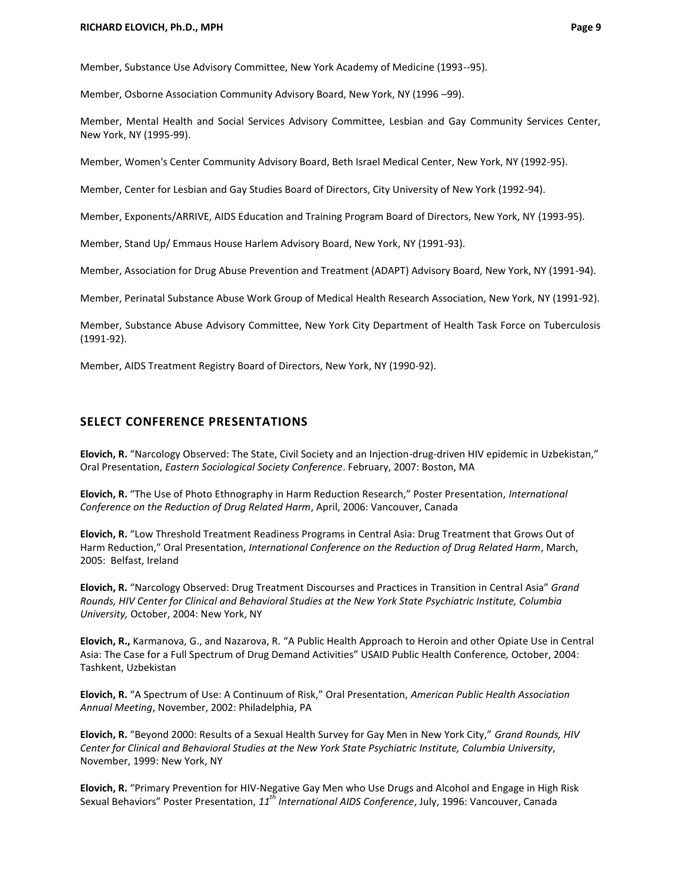Member, Substance Use Advisory Committee, New York Academy of Medicine (1993--95).

Member, Osborne Association Community Advisory Board, New York, NY (1996 –99).

Member, Mental Health and Social Services Advisory Committee, Lesbian and Gay Community Services Center, New York, NY (1995-99).

Member, Women's Center Community Advisory Board, Beth Israel Medical Center, New York, NY (1992-95).

Member, Center for Lesbian and Gay Studies Board of Directors, City University of New York (1992-94).

Member, Exponents/ARRIVE, AIDS Education and Training Program Board of Directors, New York, NY (1993-95).

Member, Stand Up/ Emmaus House Harlem Advisory Board, New York, NY (1991-93).

Member, Association for Drug Abuse Prevention and Treatment (ADAPT) Advisory Board, New York, NY (1991-94).

Member, Perinatal Substance Abuse Work Group of Medical Health Research Association, New York, NY (1991-92).

Member, Substance Abuse Advisory Committee, New York City Department of Health Task Force on Tuberculosis (1991-92).

Member, AIDS Treatment Registry Board of Directors, New York, NY (1990-92).

## SELECT CONFERENCE PRESENTATIONS

**Elovich, R.** "Narcology Observed: The State, Civil Society and an Injection-drug-driven HIV epidemic in Uzbekistan," Oral Presentation, *Eastern Sociological Society Conference*. February, 2007: Boston, MA

**Elovich, R.** "The Use of Photo Ethnography in Harm Reduction Research," Poster Presentation, *International Conference on the Reduction of Drug Related Harm*, April, 2006: Vancouver, Canada

**Elovich, R.** "Low Threshold Treatment Readiness Programs in Central Asia: Drug Treatment that Grows Out of Harm Reduction," Oral Presentation, *International Conference on the Reduction of Drug Related Harm*, March, 2005: Belfast, Ireland

**Elovich, R.** "Narcology Observed: Drug Treatment Discourses and Practices in Transition in Central Asia" *Grand Rounds, HIV Center for Clinical and Behavioral Studies at the New York State Psychiatric Institute, Columbia University,* October, 2004: New York, NY

**Elovich, R.,** Karmanova, G., and Nazarova, R. "A Public Health Approach to Heroin and other Opiate Use in Central Asia: The Case for a Full Spectrum of Drug Demand Activities" USAID Public Health Conference*,* October, 2004: Tashkent, Uzbekistan

**Elovich, R.** "A Spectrum of Use: A Continuum of Risk," Oral Presentation, *American Public Health Association Annual Meeting*, November, 2002: Philadelphia, PA

**Elovich, R.** "Beyond 2000: Results of a Sexual Health Survey for Gay Men in New York City," *Grand Rounds, HIV Center for Clinical and Behavioral Studies at the New York State Psychiatric Institute, Columbia University*, November, 1999: New York, NY

**Elovich, R.** "Primary Prevention for HIV-Negative Gay Men who Use Drugs and Alcohol and Engage in High Risk Sexual Behaviors" Poster Presentation, *11th International AIDS Conference*, July, 1996: Vancouver, Canada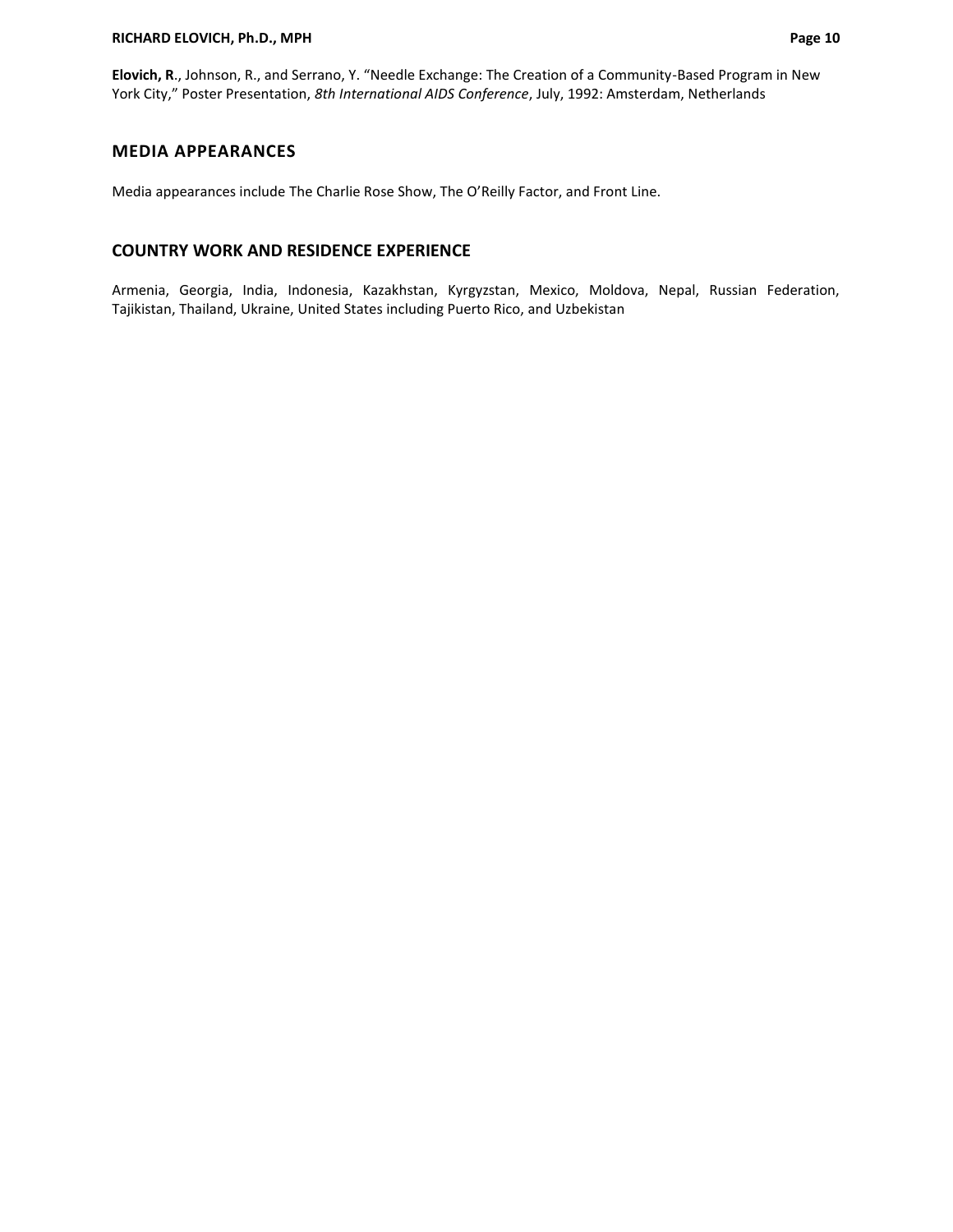**Elovich, R**., Johnson, R., and Serrano, Y. "Needle Exchange: The Creation of a Community-Based Program in New York City," Poster Presentation, *8th International AIDS Conference*, July, 1992: Amsterdam, Netherlands

## MEDIA APPEARANCES

Media appearances include The Charlie Rose Show, The O'Reilly Factor, and Front Line.

## COUNTRY WORK AND RESIDENCE EXPERIENCE

Armenia, Georgia, India, Indonesia, Kazakhstan, Kyrgyzstan, Mexico, Moldova, Nepal, Russian Federation, Tajikistan, Thailand, Ukraine, United States including Puerto Rico, and Uzbekistan